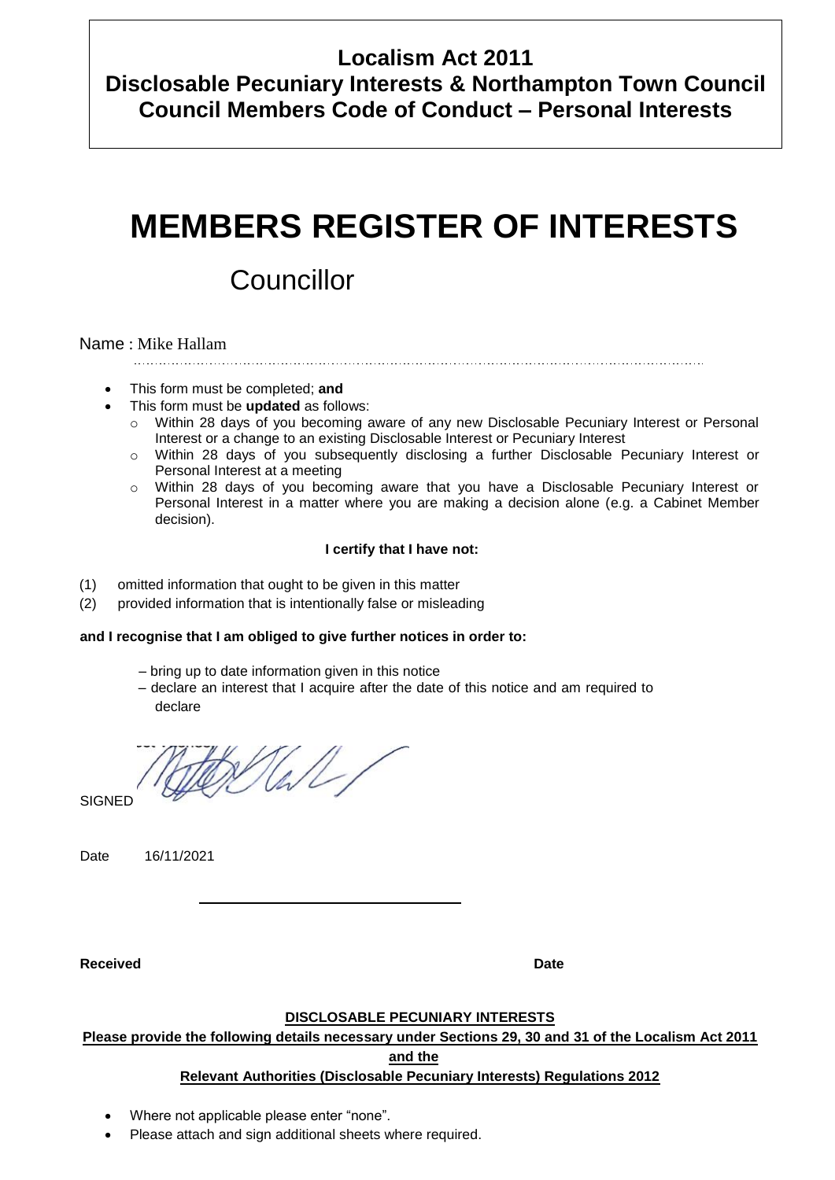**Localism Act 2011**
**Disclosable Pecuniary Interests & Northampton Town Council**
**Council Members Code of Conduct – Personal Interests**

# MEMBERS REGISTER OF INTERESTS

## Councillor

Name : Mike Hallam

- This form must be completed; **and**
- This form must be **updated** as follows:
  - Within 28 days of you becoming aware of any new Disclosable Pecuniary Interest or Personal Interest or a change to an existing Disclosable Interest or Pecuniary Interest
  - Within 28 days of you subsequently disclosing a further Disclosable Pecuniary Interest or Personal Interest at a meeting
  - Within 28 days of you becoming aware that you have a Disclosable Pecuniary Interest or Personal Interest in a matter where you are making a decision alone (e.g. a Cabinet Member decision).

**I certify that I have not:**

(1) omitted information that ought to be given in this matter
(2) provided information that is intentionally false or misleading

**and I recognise that I am obliged to give further notices in order to:**

– bring up to date information given in this notice
– declare an interest that I acquire after the date of this notice and am required to declare

SIGNED

Date 16/11/2021

**Received** **Date**

**DISCLOSABLE PECUNIARY INTERESTS**

**Please provide the following details necessary under Sections 29, 30 and 31 of the Localism Act 2011 and the Relevant Authorities (Disclosable Pecuniary Interests) Regulations 2012**

- Where not applicable please enter "none".
- Please attach and sign additional sheets where required.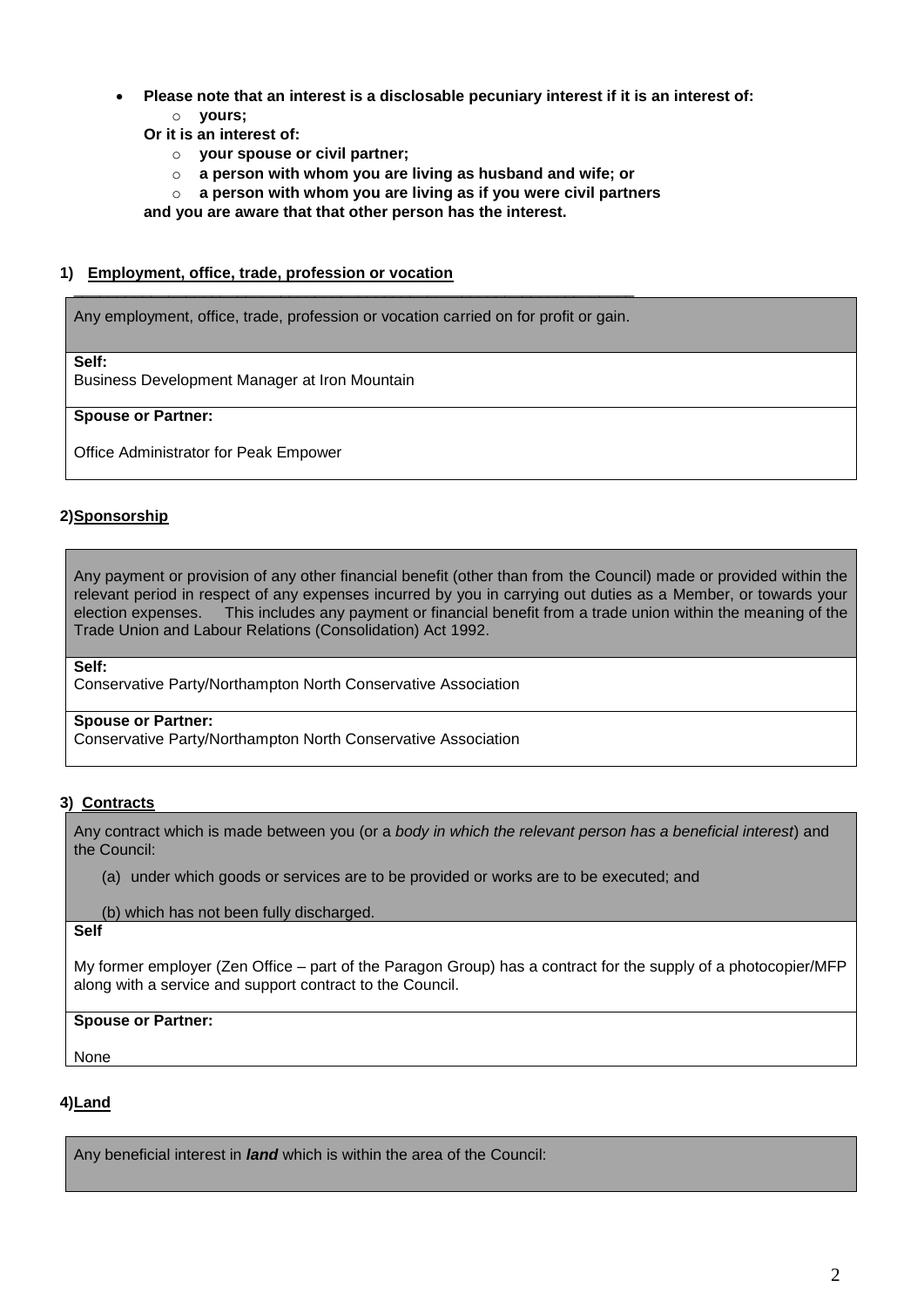- **Please note that an interest is a disclosable pecuniary interest if it is an interest of:**
  - **yours;**

  **Or it is an interest of:**
  - **your spouse or civil partner;**
  - **a person with whom you are living as husband and wife; or**
  - **a person with whom you are living as if you were civil partners**

  **and you are aware that that other person has the interest.**

## 1) Employment, office, trade, profession or vocation

| Any employment, office, trade, profession or vocation carried on for profit or gain. |
|---|
| **Self:**<br>Business Development Manager at Iron Mountain |
| **Spouse or Partner:**<br>Office Administrator for Peak Empower |

## 2) Sponsorship

| Any payment or provision of any other financial benefit (other than from the Council) made or provided within the relevant period in respect of any expenses incurred by you in carrying out duties as a Member, or towards your election expenses. This includes any payment or financial benefit from a trade union within the meaning of the Trade Union and Labour Relations (Consolidation) Act 1992. |
|---|
| **Self:**<br>Conservative Party/Northampton North Conservative Association |
| **Spouse or Partner:**<br>Conservative Party/Northampton North Conservative Association |

## 3) Contracts

| Any contract which is made between you (or a *body in which the relevant person has a beneficial interest*) and the Council:<br>(a) under which goods or services are to be provided or works are to be executed; and<br>(b) which has not been fully discharged. |
|---|
| **Self**<br>My former employer (Zen Office – part of the Paragon Group) has a contract for the supply of a photocopier/MFP along with a service and support contract to the Council. |
| **Spouse or Partner:**<br>None |

## 4) Land

| Any beneficial interest in ***land*** which is within the area of the Council: |
|---|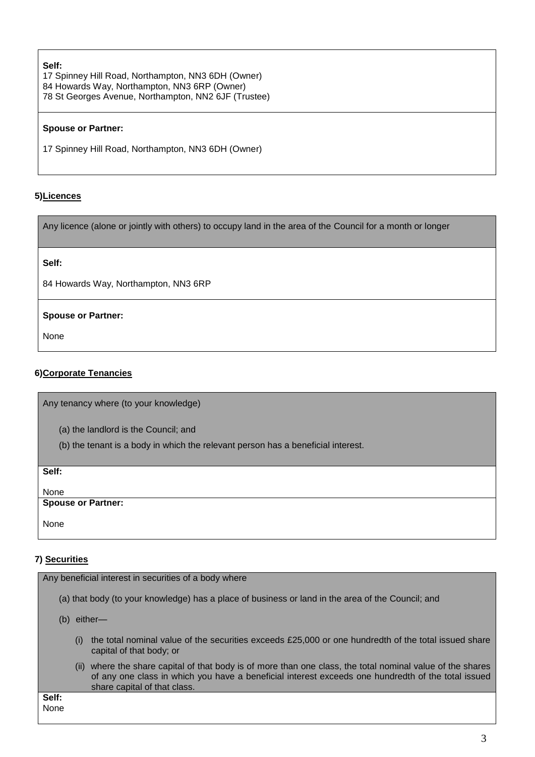| **Self:**<br>17 Spinney Hill Road, Northampton, NN3 6DH (Owner)<br>84 Howards Way, Northampton, NN3 6RP (Owner)<br>78 St Georges Avenue, Northampton, NN2 6JF (Trustee) |
|---|
| **Spouse or Partner:**<br><br>17 Spinney Hill Road, Northampton, NN3 6DH (Owner) |

**5)Licences**

| Any licence (alone or jointly with others) to occupy land in the area of the Council for a month or longer |
|---|
| **Self:**<br><br>84 Howards Way, Northampton, NN3 6RP |
| **Spouse or Partner:**<br><br>None |

**6)Corporate Tenancies**

| Any tenancy where (to your knowledge)<br><br>(a) the landlord is the Council; and<br><br>(b) the tenant is a body in which the relevant person has a beneficial interest. |
|---|
| **Self:**<br><br>None |
| **Spouse or Partner:**<br><br>None |

**7) Securities**

| Any beneficial interest in securities of a body where<br><br>(a) that body (to your knowledge) has a place of business or land in the area of the Council; and<br><br>(b) either—<br><br>(i) the total nominal value of the securities exceeds £25,000 or one hundredth of the total issued share capital of that body; or<br><br>(ii) where the share capital of that body is of more than one class, the total nominal value of the shares of any one class in which you have a beneficial interest exceeds one hundredth of the total issued share capital of that class. |
|---|
| **Self:**<br>None |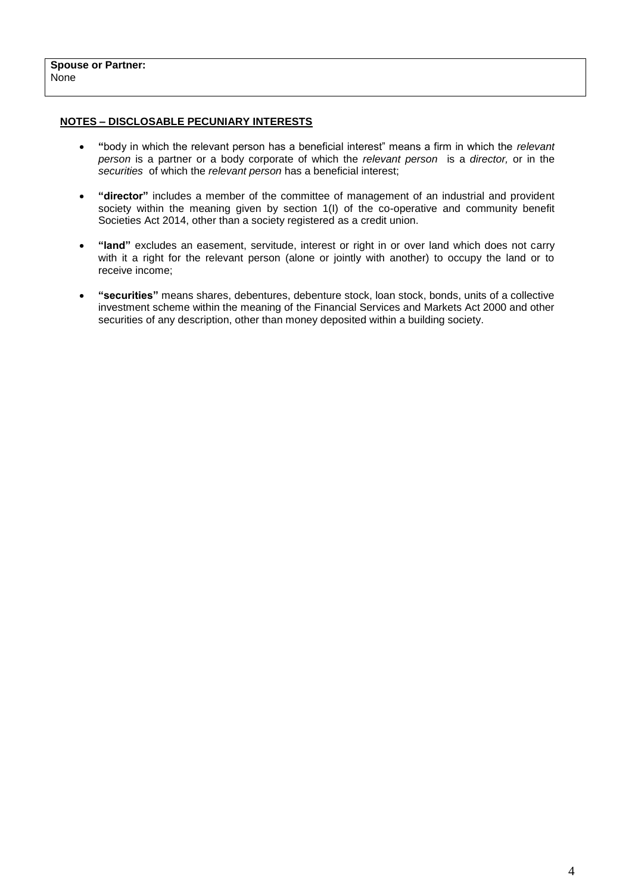**Spouse or Partner:**
None

**NOTES – DISCLOSABLE PECUNIARY INTERESTS**

- **"**body in which the relevant person has a beneficial interest" means a firm in which the *relevant person* is a partner or a body corporate of which the *relevant person* is a *director,* or in the *securities* of which the *relevant person* has a beneficial interest;

- **"director"** includes a member of the committee of management of an industrial and provident society within the meaning given by section 1(I) of the co-operative and community benefit Societies Act 2014, other than a society registered as a credit union.

- **"land"** excludes an easement, servitude, interest or right in or over land which does not carry with it a right for the relevant person (alone or jointly with another) to occupy the land or to receive income;

- **"securities"** means shares, debentures, debenture stock, loan stock, bonds, units of a collective investment scheme within the meaning of the Financial Services and Markets Act 2000 and other securities of any description, other than money deposited within a building society.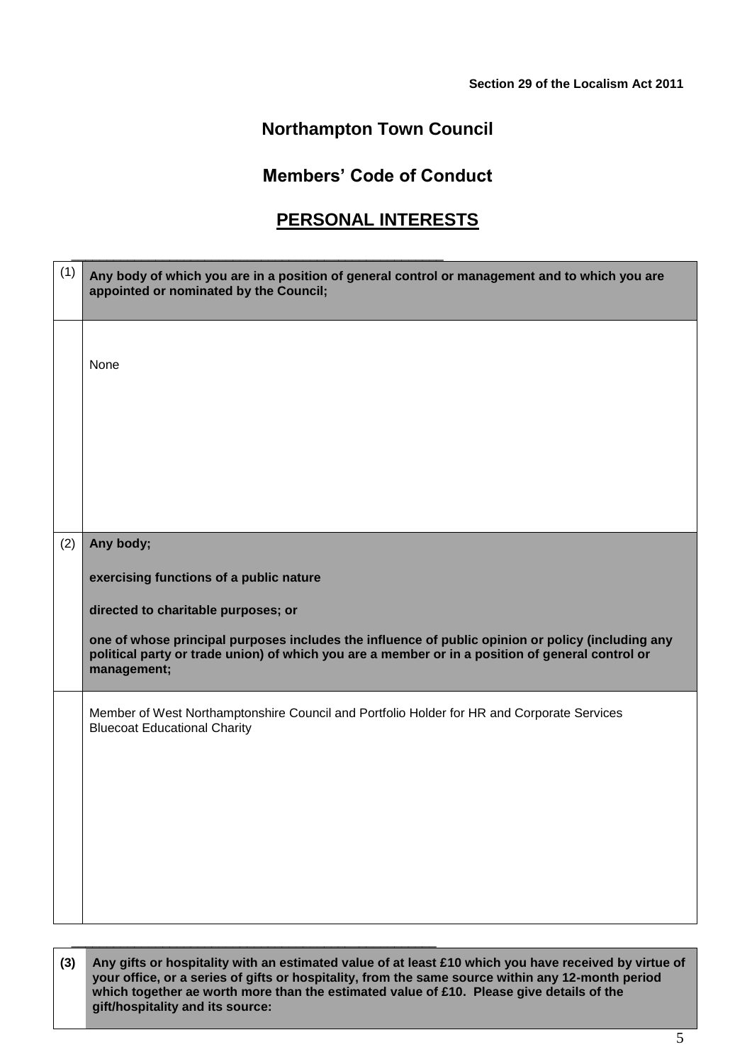**Section 29 of the Localism Act 2011**

# Northampton Town Council

## Members' Code of Conduct

## PERSONAL INTERESTS

| | |
|---|---|
| (1) | **Any body of which you are in a position of general control or management and to which you are appointed or nominated by the Council;** |
| | None |
| (2) | **Any body;**<br><br>**exercising functions of a public nature**<br><br>**directed to charitable purposes; or**<br><br>**one of whose principal purposes includes the influence of public opinion or policy (including any political party or trade union) of which you are a member or in a position of general control or management;** |
| | Member of West Northamptonshire Council and Portfolio Holder for HR and Corporate Services<br>Bluecoat Educational Charity |

| | |
|---|---|
| **(3)** | **Any gifts or hospitality with an estimated value of at least £10 which you have received by virtue of your office, or a series of gifts or hospitality, from the same source within any 12-month period which together ae worth more than the estimated value of £10. Please give details of the gift/hospitality and its source:** |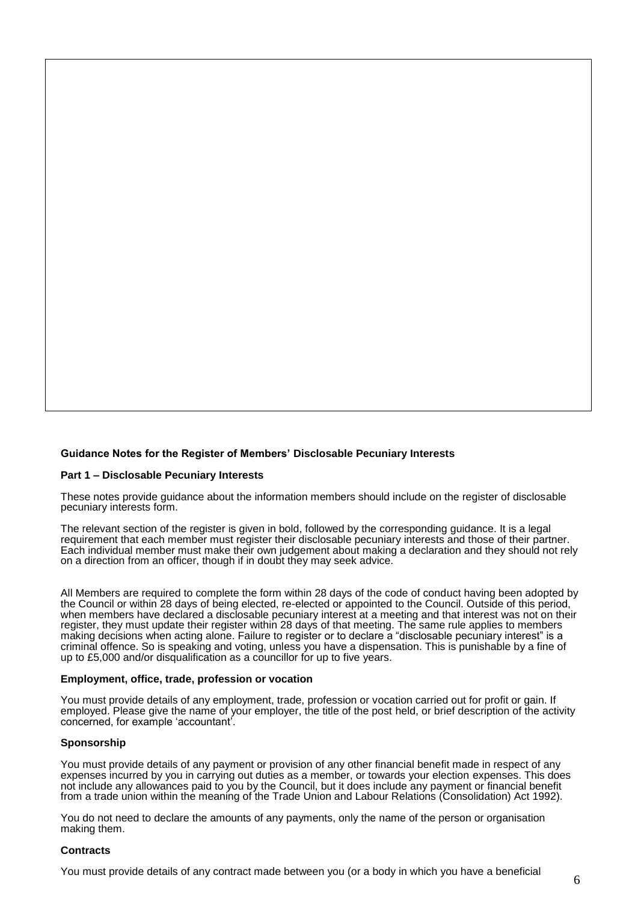**Guidance Notes for the Register of Members' Disclosable Pecuniary Interests**

**Part 1 – Disclosable Pecuniary Interests**

These notes provide guidance about the information members should include on the register of disclosable pecuniary interests form.

The relevant section of the register is given in bold, followed by the corresponding guidance. It is a legal requirement that each member must register their disclosable pecuniary interests and those of their partner. Each individual member must make their own judgement about making a declaration and they should not rely on a direction from an officer, though if in doubt they may seek advice.

All Members are required to complete the form within 28 days of the code of conduct having been adopted by the Council or within 28 days of being elected, re-elected or appointed to the Council. Outside of this period, when members have declared a disclosable pecuniary interest at a meeting and that interest was not on their register, they must update their register within 28 days of that meeting. The same rule applies to members making decisions when acting alone. Failure to register or to declare a "disclosable pecuniary interest" is a criminal offence. So is speaking and voting, unless you have a dispensation. This is punishable by a fine of up to £5,000 and/or disqualification as a councillor for up to five years.

**Employment, office, trade, profession or vocation**

You must provide details of any employment, trade, profession or vocation carried out for profit or gain. If employed. Please give the name of your employer, the title of the post held, or brief description of the activity concerned, for example 'accountant'.

**Sponsorship**

You must provide details of any payment or provision of any other financial benefit made in respect of any expenses incurred by you in carrying out duties as a member, or towards your election expenses. This does not include any allowances paid to you by the Council, but it does include any payment or financial benefit from a trade union within the meaning of the Trade Union and Labour Relations (Consolidation) Act 1992).

You do not need to declare the amounts of any payments, only the name of the person or organisation making them.

**Contracts**

You must provide details of any contract made between you (or a body in which you have a beneficial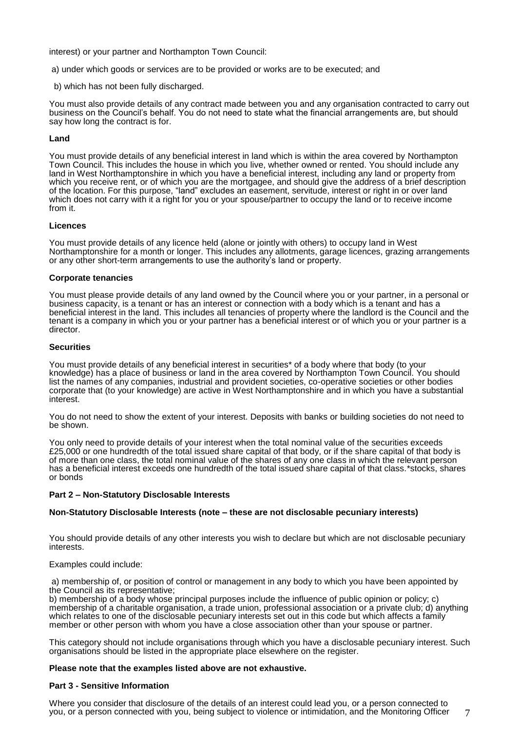interest) or your partner and Northampton Town Council:

a) under which goods or services are to be provided or works are to be executed; and

b) which has not been fully discharged.

You must also provide details of any contract made between you and any organisation contracted to carry out business on the Council's behalf. You do not need to state what the financial arrangements are, but should say how long the contract is for.

**Land**

You must provide details of any beneficial interest in land which is within the area covered by Northampton Town Council. This includes the house in which you live, whether owned or rented. You should include any land in West Northamptonshire in which you have a beneficial interest, including any land or property from which you receive rent, or of which you are the mortgagee, and should give the address of a brief description of the location. For this purpose, "land" excludes an easement, servitude, interest or right in or over land which does not carry with it a right for you or your spouse/partner to occupy the land or to receive income from it.

**Licences**

You must provide details of any licence held (alone or jointly with others) to occupy land in West Northamptonshire for a month or longer. This includes any allotments, garage licences, grazing arrangements or any other short-term arrangements to use the authority's land or property.

**Corporate tenancies**

You must please provide details of any land owned by the Council where you or your partner, in a personal or business capacity, is a tenant or has an interest or connection with a body which is a tenant and has a beneficial interest in the land. This includes all tenancies of property where the landlord is the Council and the tenant is a company in which you or your partner has a beneficial interest or of which you or your partner is a director.

**Securities**

You must provide details of any beneficial interest in securities* of a body where that body (to your knowledge) has a place of business or land in the area covered by Northampton Town Council. You should list the names of any companies, industrial and provident societies, co-operative societies or other bodies corporate that (to your knowledge) are active in West Northamptonshire and in which you have a substantial interest.

You do not need to show the extent of your interest. Deposits with banks or building societies do not need to be shown.

You only need to provide details of your interest when the total nominal value of the securities exceeds £25,000 or one hundredth of the total issued share capital of that body, or if the share capital of that body is of more than one class, the total nominal value of the shares of any one class in which the relevant person has a beneficial interest exceeds one hundredth of the total issued share capital of that class.*stocks, shares or bonds

**Part 2 – Non-Statutory Disclosable Interests**

**Non-Statutory Disclosable Interests (note – these are not disclosable pecuniary interests)**

You should provide details of any other interests you wish to declare but which are not disclosable pecuniary interests.

Examples could include:

a) membership of, or position of control or management in any body to which you have been appointed by the Council as its representative;
b) membership of a body whose principal purposes include the influence of public opinion or policy; c) membership of a charitable organisation, a trade union, professional association or a private club; d) anything which relates to one of the disclosable pecuniary interests set out in this code but which affects a family member or other person with whom you have a close association other than your spouse or partner.

This category should not include organisations through which you have a disclosable pecuniary interest. Such organisations should be listed in the appropriate place elsewhere on the register.

**Please note that the examples listed above are not exhaustive.**

**Part 3 - Sensitive Information**

Where you consider that disclosure of the details of an interest could lead you, or a person connected to you, or a person connected with you, being subject to violence or intimidation, and the Monitoring Officer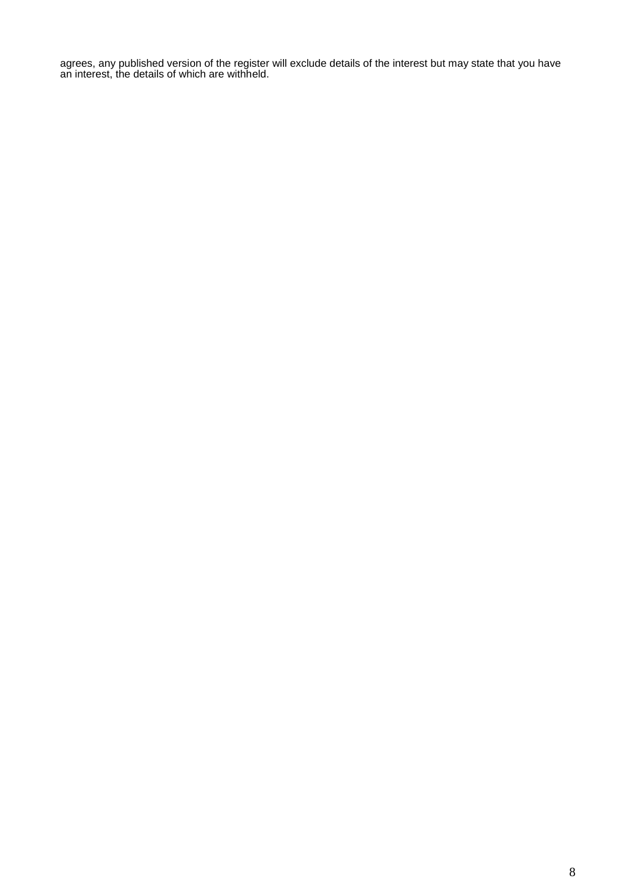agrees, any published version of the register will exclude details of the interest but may state that you have an interest, the details of which are withheld.